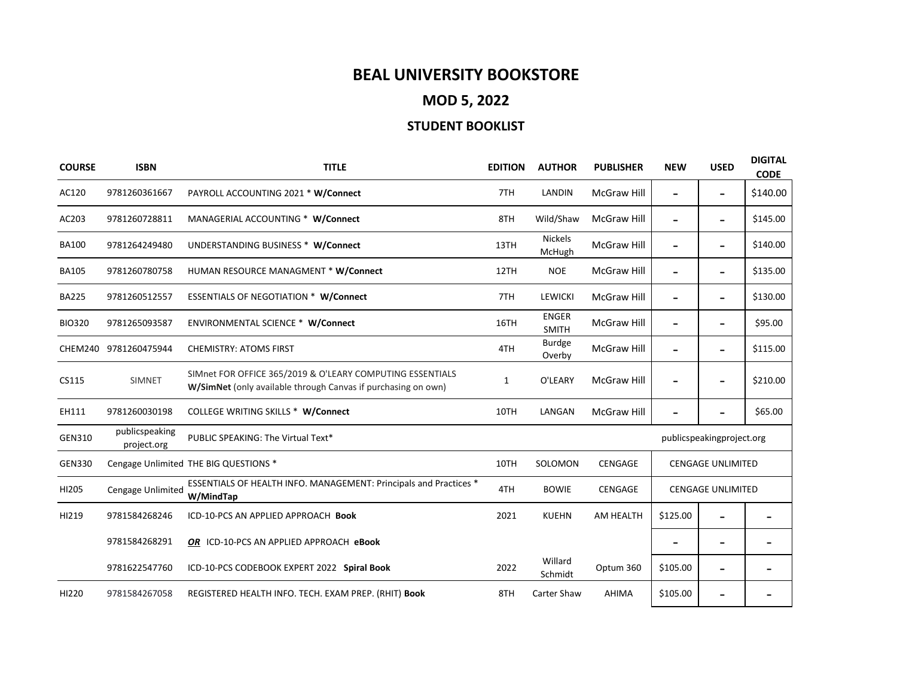# BEAL UNIVERSITY BOOKSTORE

## MOD 5, 2022

### STUDENT BOOKLIST

| COURSE | ISBN | TITLE | EDITION | AUTHOR | PUBLISHER | NEW | USED | DIGITAL CODE |
|---|---|---|---|---|---|---|---|---|
| AC120 | 9781260361667 | PAYROLL ACCOUNTING 2021 * **W/Connect** | 7TH | LANDIN | McGraw Hill | - | - | $140.00 |
| AC203 | 9781260728811 | MANAGERIAL ACCOUNTING * **W/Connect** | 8TH | Wild/Shaw | McGraw Hill | - | - | $145.00 |
| BA100 | 9781264249480 | UNDERSTANDING BUSINESS * **W/Connect** | 13TH | Nickels McHugh | McGraw Hill | - | - | $140.00 |
| BA105 | 9781260780758 | HUMAN RESOURCE MANAGMENT * **W/Connect** | 12TH | NOE | McGraw Hill | - | - | $135.00 |
| BA225 | 9781260512557 | ESSENTIALS OF NEGOTIATION * **W/Connect** | 7TH | LEWICKI | McGraw Hill | - | - | $130.00 |
| BIO320 | 9781265093587 | ENVIRONMENTAL SCIENCE * **W/Connect** | 16TH | ENGER SMITH | McGraw Hill | - | - | $95.00 |
| CHEM240 | 9781260475944 | CHEMISTRY: ATOMS FIRST | 4TH | Burdge Overby | McGraw Hill | - | - | $115.00 |
| CS115 | SIMNET | SIMnet FOR OFFICE 365/2019 & O'LEARY COMPUTING ESSENTIALS **W/SimNet** (only available through Canvas if purchasing on own) | 1 | O'LEARY | McGraw Hill | - | - | $210.00 |
| EH111 | 9781260030198 | COLLEGE WRITING SKILLS * **W/Connect** | 10TH | LANGAN | McGraw Hill | - | - | $65.00 |
| GEN310 | publicspeaking project.org | PUBLIC SPEAKING: The Virtual Text* | | | | publicspeakingproject.org | | |
| GEN330 | Cengage Unlimited | THE BIG QUESTIONS * | 10TH | SOLOMON | CENGAGE | CENGAGE UNLIMITED | | |
| HI205 | Cengage Unlimited | ESSENTIALS OF HEALTH INFO. MANAGEMENT: Principals and Practices * **W/MindTap** | 4TH | BOWIE | CENGAGE | CENGAGE UNLIMITED | | |
| HI219 | 9781584268246 | ICD-10-PCS AN APPLIED APPROACH **Book** | 2021 | KUEHN | AM HEALTH | $125.00 | - | - |
| | 9781584268291 | ***OR*** ICD-10-PCS AN APPLIED APPROACH **eBook** | | | | - | - | - |
| | 9781622547760 | ICD-10-PCS CODEBOOK EXPERT 2022 **Spiral Book** | 2022 | Willard Schmidt | Optum 360 | $105.00 | - | - |
| HI220 | 9781584267058 | REGISTERED HEALTH INFO. TECH. EXAM PREP. (RHIT) **Book** | 8TH | Carter Shaw | AHIMA | $105.00 | - | - |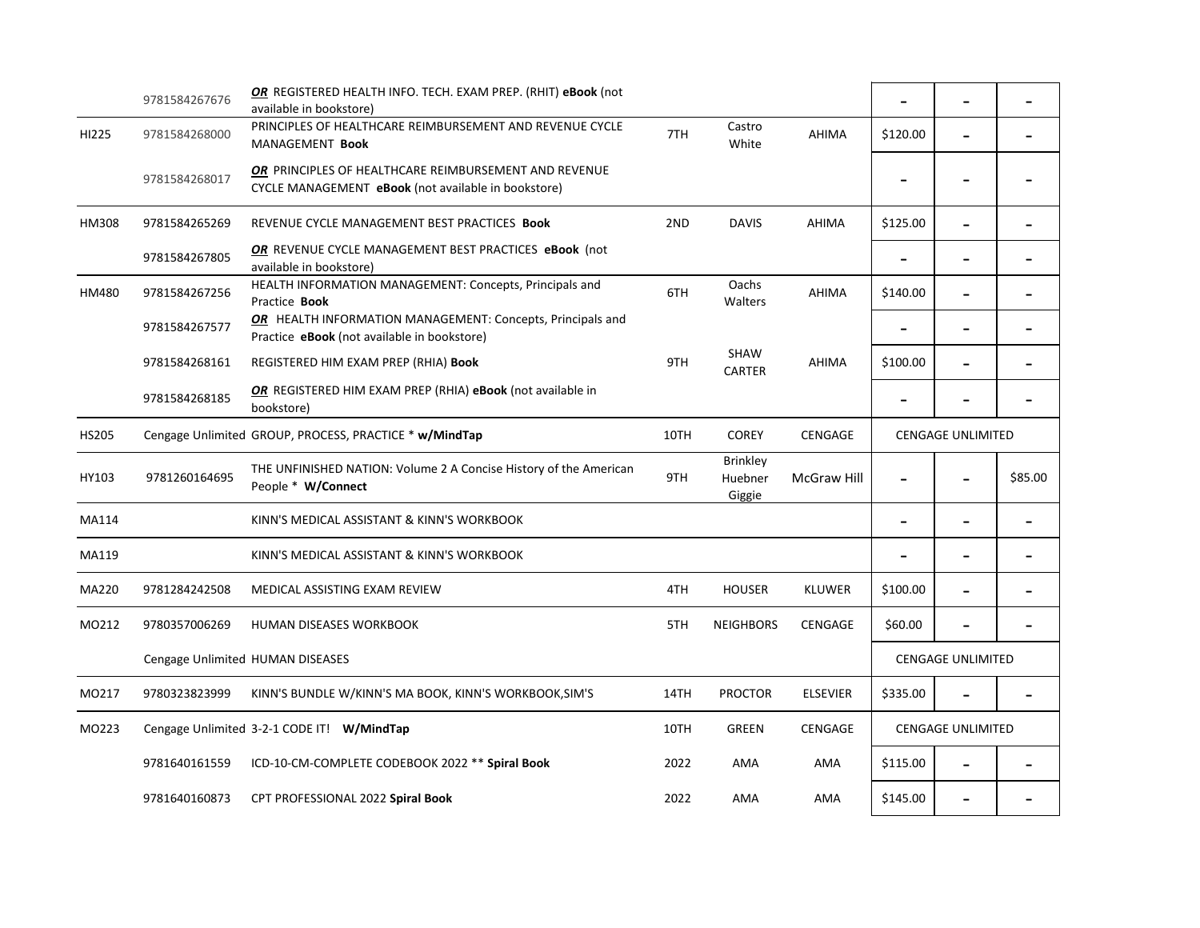| | | | | | | | | |
|---|---|---|---|---|---|---|---|---|
| | 9781584267676 | ***OR*** REGISTERED HEALTH INFO. TECH. EXAM PREP. (RHIT) **eBook** (not available in bookstore) | | | | - | - | - |
| HI225 | 9781584268000 | PRINCIPLES OF HEALTHCARE REIMBURSEMENT AND REVENUE CYCLE MANAGEMENT **Book** | 7TH | Castro White | AHIMA | $120.00 | - | - |
| | 9781584268017 | ***OR*** PRINCIPLES OF HEALTHCARE REIMBURSEMENT AND REVENUE CYCLE MANAGEMENT **eBook** (not available in bookstore) | | | | - | - | - |
| HM308 | 9781584265269 | REVENUE CYCLE MANAGEMENT BEST PRACTICES **Book** | 2ND | DAVIS | AHIMA | $125.00 | - | - |
| | 9781584267805 | ***OR*** REVENUE CYCLE MANAGEMENT BEST PRACTICES **eBook** (not available in bookstore) | | | | - | - | - |
| HM480 | 9781584267256 | HEALTH INFORMATION MANAGEMENT: Concepts, Principals and Practice **Book** | 6TH | Oachs Walters | AHIMA | $140.00 | - | - |
| | 9781584267577 | ***OR*** HEALTH INFORMATION MANAGEMENT: Concepts, Principals and Practice **eBook** (not available in bookstore) | | | | - | - | - |
| | 9781584268161 | REGISTERED HIM EXAM PREP (RHIA) **Book** | 9TH | SHAW CARTER | AHIMA | $100.00 | - | - |
| | 9781584268185 | ***OR*** REGISTERED HIM EXAM PREP (RHIA) **eBook** (not available in bookstore) | | | | - | - | - |
| HS205 | Cengage Unlimited | GROUP, PROCESS, PRACTICE * **w/MindTap** | 10TH | COREY | CENGAGE | CENGAGE UNLIMITED | | |
| HY103 | 9781260164695 | THE UNFINISHED NATION: Volume 2 A Concise History of the American People * **W/Connect** | 9TH | Brinkley Huebner Giggie | McGraw Hill | - | - | $85.00 |
| MA114 | | KINN'S MEDICAL ASSISTANT & KINN'S WORKBOOK | | | | - | - | - |
| MA119 | | KINN'S MEDICAL ASSISTANT & KINN'S WORKBOOK | | | | - | - | - |
| MA220 | 9781284242508 | MEDICAL ASSISTING EXAM REVIEW | 4TH | HOUSER | KLUWER | $100.00 | - | - |
| MO212 | 9780357006269 | HUMAN DISEASES WORKBOOK | 5TH | NEIGHBORS | CENGAGE | $60.00 | - | - |
| | Cengage Unlimited | HUMAN DISEASES | | | | CENGAGE UNLIMITED | | |
| MO217 | 9780323823999 | KINN'S BUNDLE W/KINN'S MA BOOK, KINN'S WORKBOOK,SIM'S | 14TH | PROCTOR | ELSEVIER | $335.00 | - | - |
| MO223 | Cengage Unlimited | 3-2-1 CODE IT! **W/MindTap** | 10TH | GREEN | CENGAGE | CENGAGE UNLIMITED | | |
| | 9781640161559 | ICD-10-CM-COMPLETE CODEBOOK 2022 ** **Spiral Book** | 2022 | AMA | AMA | $115.00 | - | - |
| | 9781640160873 | CPT PROFESSIONAL 2022 **Spiral Book** | 2022 | AMA | AMA | $145.00 | - | - |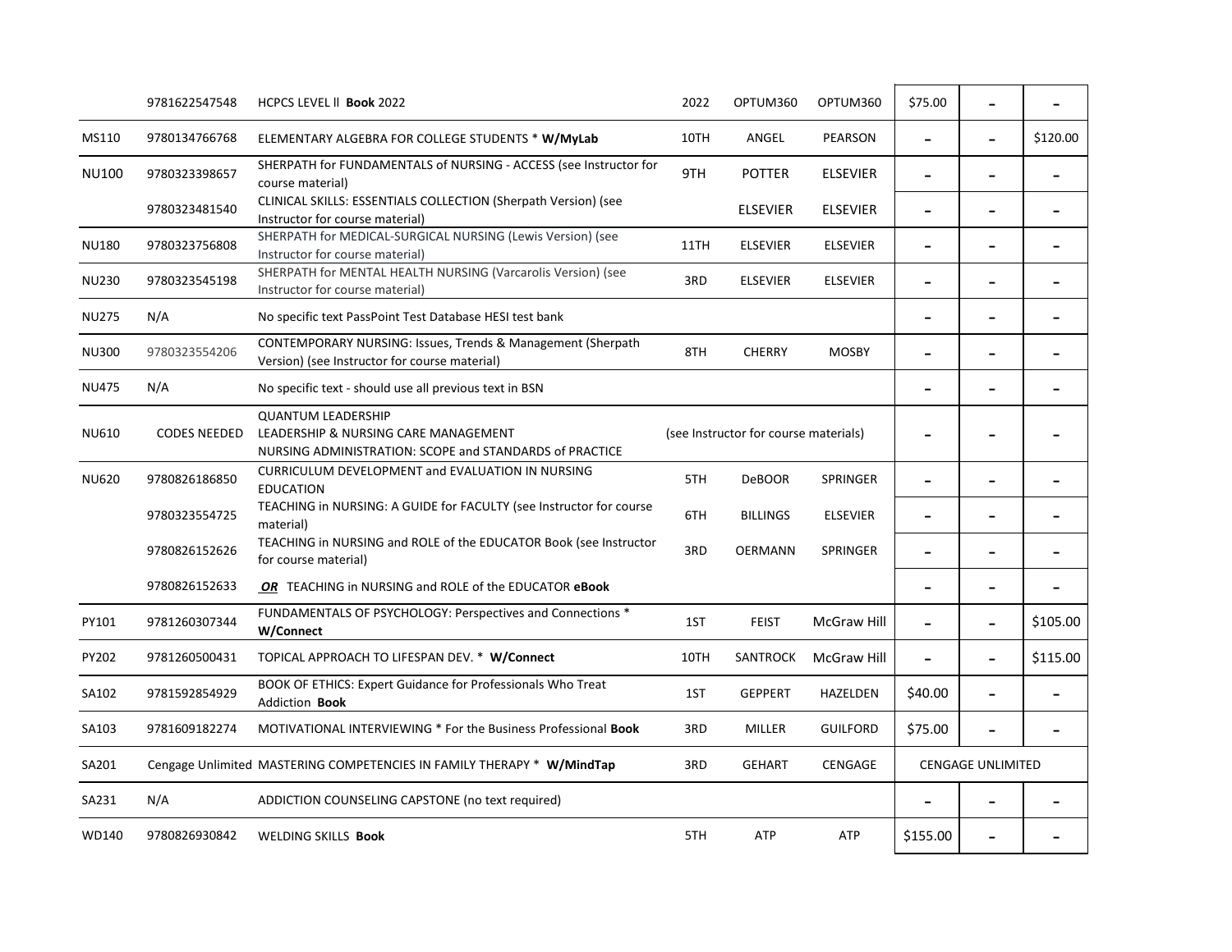| | | | | | | | | |
|---|---|---|---|---|---|---|---|---|
| | 9781622547548 | HCPCS LEVEL II **Book** 2022 | 2022 | OPTUM360 | OPTUM360 | $75.00 | - | - |
| MS110 | 9780134766768 | ELEMENTARY ALGEBRA FOR COLLEGE STUDENTS * **W/MyLab** | 10TH | ANGEL | PEARSON | - | - | $120.00 |
| NU100 | 9780323398657 | SHERPATH for FUNDAMENTALS of NURSING - ACCESS (see Instructor for course material) | 9TH | POTTER | ELSEVIER | - | - | - |
| | 9780323481540 | CLINICAL SKILLS: ESSENTIALS COLLECTION (Sherpath Version) (see Instructor for course material) | | ELSEVIER | ELSEVIER | - | - | - |
| NU180 | 9780323756808 | SHERPATH for MEDICAL-SURGICAL NURSING (Lewis Version) (see Instructor for course material) | 11TH | ELSEVIER | ELSEVIER | - | - | - |
| NU230 | 9780323545198 | SHERPATH for MENTAL HEALTH NURSING (Varcarolis Version) (see Instructor for course material) | 3RD | ELSEVIER | ELSEVIER | - | - | - |
| NU275 | N/A | No specific text PassPoint Test Database HESI test bank | | | | - | - | - |
| NU300 | 9780323554206 | CONTEMPORARY NURSING: Issues, Trends & Management (Sherpath Version) (see Instructor for course material) | 8TH | CHERRY | MOSBY | - | - | - |
| NU475 | N/A | No specific text - should use all previous text in BSN | | | | - | - | - |
| NU610 | CODES NEEDED | QUANTUM LEADERSHIP<br>LEADERSHIP & NURSING CARE MANAGEMENT<br>NURSING ADMINISTRATION: SCOPE and STANDARDS of PRACTICE | (see Instructor for course materials) | | | - | - | - |
| NU620 | 9780826186850 | CURRICULUM DEVELOPMENT and EVALUATION IN NURSING EDUCATION | 5TH | DeBOOR | SPRINGER | - | - | - |
| | 9780323554725 | TEACHING in NURSING: A GUIDE for FACULTY (see Instructor for course material) | 6TH | BILLINGS | ELSEVIER | - | - | - |
| | 9780826152626 | TEACHING in NURSING and ROLE of the EDUCATOR Book (see Instructor for course material) | 3RD | OERMANN | SPRINGER | - | - | - |
| | 9780826152633 | ***OR*** TEACHING in NURSING and ROLE of the EDUCATOR **eBook** | | | | - | - | - |
| PY101 | 9781260307344 | FUNDAMENTALS OF PSYCHOLOGY: Perspectives and Connections * **W/Connect** | 1ST | FEIST | McGraw Hill | - | - | $105.00 |
| PY202 | 9781260500431 | TOPICAL APPROACH TO LIFESPAN DEV. * **W/Connect** | 10TH | SANTROCK | McGraw Hill | - | - | $115.00 |
| SA102 | 9781592854929 | BOOK OF ETHICS: Expert Guidance for Professionals Who Treat Addiction **Book** | 1ST | GEPPERT | HAZELDEN | $40.00 | - | - |
| SA103 | 9781609182274 | MOTIVATIONAL INTERVIEWING * For the Business Professional **Book** | 3RD | MILLER | GUILFORD | $75.00 | - | - |
| SA201 | Cengage Unlimited | MASTERING COMPETENCIES IN FAMILY THERAPY * **W/MindTap** | 3RD | GEHART | CENGAGE | CENGAGE UNLIMITED | | |
| SA231 | N/A | ADDICTION COUNSELING CAPSTONE (no text required) | | | | - | - | - |
| WD140 | 9780826930842 | WELDING SKILLS **Book** | 5TH | ATP | ATP | $155.00 | - | - |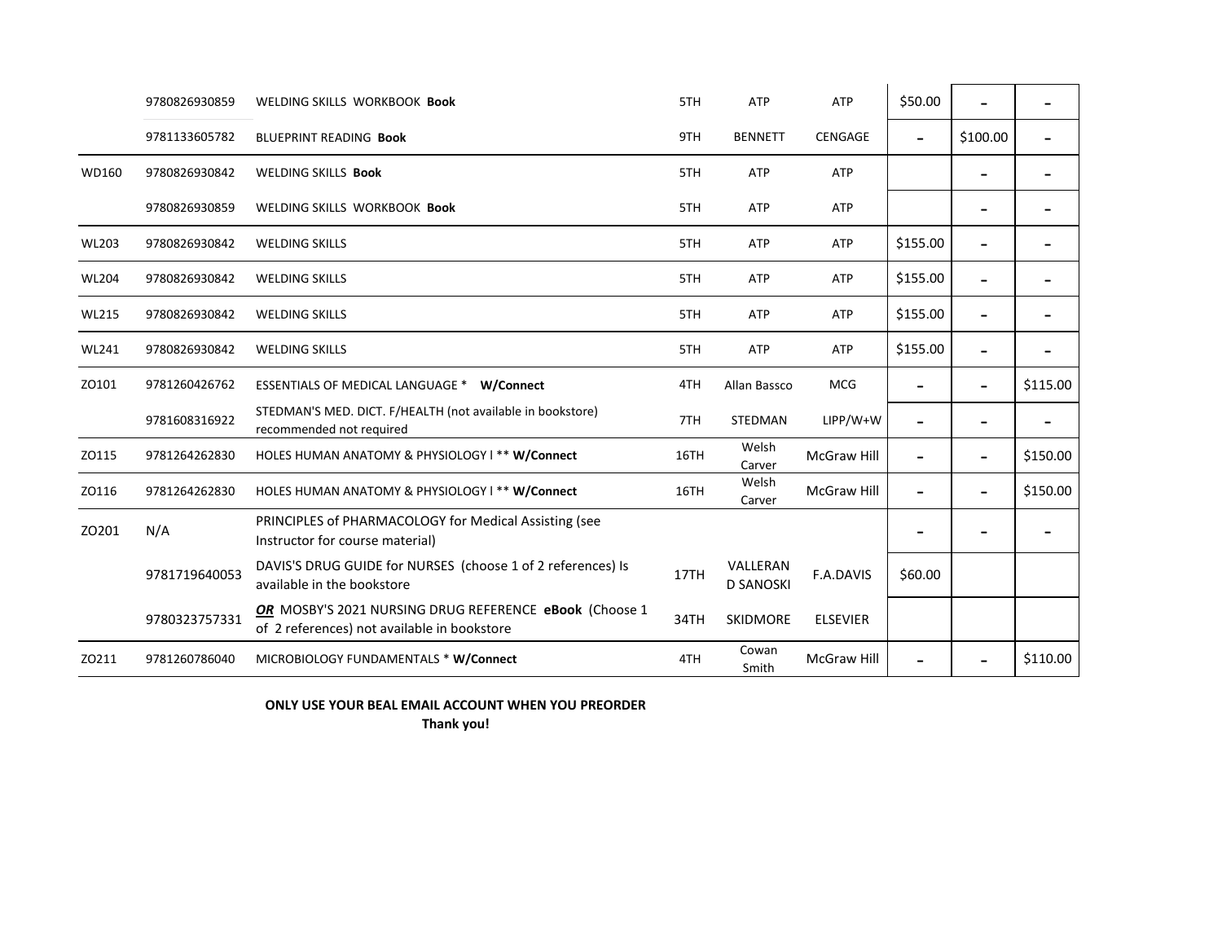| | | | | | | | | |
|---|---|---|---|---|---|---|---|---|
| | 9780826930859 | WELDING SKILLS WORKBOOK **Book** | 5TH | ATP | ATP | $50.00 | - | - |
| | 9781133605782 | BLUEPRINT READING **Book** | 9TH | BENNETT | CENGAGE | - | $100.00 | - |
| WD160 | 9780826930842 | WELDING SKILLS **Book** | 5TH | ATP | ATP | | - | - |
| | 9780826930859 | WELDING SKILLS WORKBOOK **Book** | 5TH | ATP | ATP | | - | - |
| WL203 | 9780826930842 | WELDING SKILLS | 5TH | ATP | ATP | $155.00 | - | - |
| WL204 | 9780826930842 | WELDING SKILLS | 5TH | ATP | ATP | $155.00 | - | - |
| WL215 | 9780826930842 | WELDING SKILLS | 5TH | ATP | ATP | $155.00 | - | - |
| WL241 | 9780826930842 | WELDING SKILLS | 5TH | ATP | ATP | $155.00 | - | - |
| ZO101 | 9781260426762 | ESSENTIALS OF MEDICAL LANGUAGE * **W/Connect** | 4TH | Allan Bassco | MCG | - | - | $115.00 |
| | 9781608316922 | STEDMAN'S MED. DICT. F/HEALTH (not available in bookstore) recommended not required | 7TH | STEDMAN | LIPP/W+W | - | - | - |
| ZO115 | 9781264262830 | HOLES HUMAN ANATOMY & PHYSIOLOGY I ** **W/Connect** | 16TH | Welsh Carver | McGraw Hill | - | - | $150.00 |
| ZO116 | 9781264262830 | HOLES HUMAN ANATOMY & PHYSIOLOGY I ** **W/Connect** | 16TH | Welsh Carver | McGraw Hill | - | - | $150.00 |
| ZO201 | N/A | PRINCIPLES of PHARMACOLOGY for Medical Assisting (see Instructor for course material) | | | | - | - | - |
| | 9781719640053 | DAVIS'S DRUG GUIDE for NURSES (choose 1 of 2 references) Is available in the bookstore | 17TH | VALLERAN D SANOSKI | F.A.DAVIS | $60.00 | | |
| | 9780323757331 | ***OR*** MOSBY'S 2021 NURSING DRUG REFERENCE **eBook** (Choose 1 of 2 references) not available in bookstore | 34TH | SKIDMORE | ELSEVIER | | | |
| ZO211 | 9781260786040 | MICROBIOLOGY FUNDAMENTALS * **W/Connect** | 4TH | Cowan Smith | McGraw Hill | - | - | $110.00 |

**ONLY USE YOUR BEAL EMAIL ACCOUNT WHEN YOU PREORDER**

**Thank you!**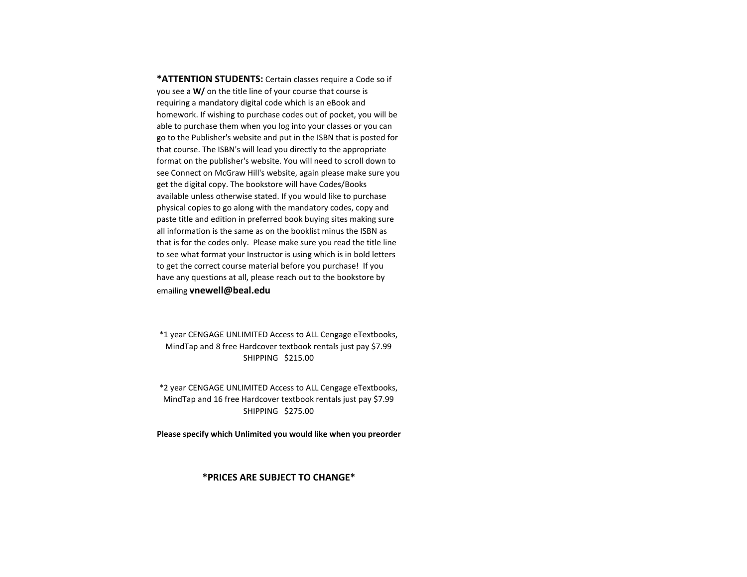**\*ATTENTION STUDENTS:** Certain classes require a Code so if you see a **W/** on the title line of your course that course is requiring a mandatory digital code which is an eBook and homework. If wishing to purchase codes out of pocket, you will be able to purchase them when you log into your classes or you can go to the Publisher's website and put in the ISBN that is posted for that course. The ISBN's will lead you directly to the appropriate format on the publisher's website. You will need to scroll down to see Connect on McGraw Hill's website, again please make sure you get the digital copy. The bookstore will have Codes/Books available unless otherwise stated. If you would like to purchase physical copies to go along with the mandatory codes, copy and paste title and edition in preferred book buying sites making sure all information is the same as on the booklist minus the ISBN as that is for the codes only. Please make sure you read the title line to see what format your Instructor is using which is in bold letters to get the correct course material before you purchase! If you have any questions at all, please reach out to the bookstore by emailing **vnewell@beal.edu**

*1 year CENGAGE UNLIMITED Access to ALL Cengage eTextbooks, MindTap and 8 free Hardcover textbook rentals just pay $7.99 SHIPPING $215.00

*2 year CENGAGE UNLIMITED Access to ALL Cengage eTextbooks, MindTap and 16 free Hardcover textbook rentals just pay $7.99 SHIPPING $275.00

**Please specify which Unlimited you would like when you preorder**

**\*PRICES ARE SUBJECT TO CHANGE\***